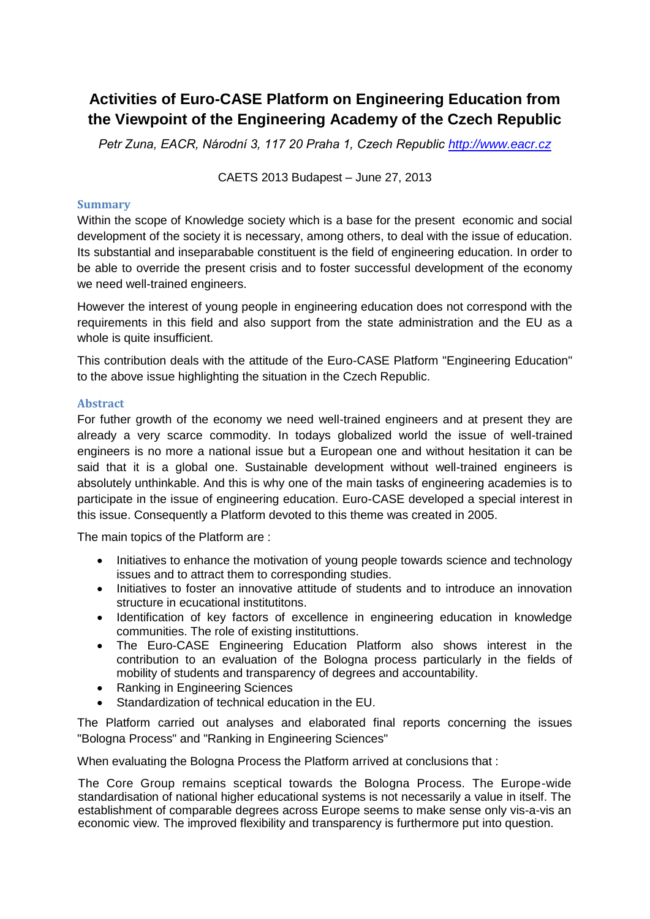# Activities of Euro-CASE Platform on Engineering Education from the Viewpoint of the Engineering Academy of the Czech Republic

*Petr Zuna, EACR, Národní 3, 117 20 Praha 1, Czech Republic http://www.eacr.cz*

CAETS 2013 Budapest – June 27, 2013

## Summary

Within the scope of Knowledge society which is a base for the present economic and social development of the society it is necessary, among others, to deal with the issue of education. Its substantial and inseparable constituent is the field of engineering education. In order to be able to override the present crisis and to foster successful development of the economy we need well-trained engineers.

However the interest of young people in engineering education does not correspond with the requirements in this field and also support from the state administration and the EU as a whole is quite insufficient.

This contribution deals with the attitude of the Euro-CASE Platform "Engineering Education" to the above issue highlighting the situation in the Czech Republic.

## Abstract

For futher growth of the economy we need well-trained engineers and at present they are already a very scarce commodity. In todays globalized world the issue of well-trained engineers is no more a national issue but a European one and without hesitation it can be said that it is a global one. Sustainable development without well-trained engineers is absolutely unthinkable. And this is why one of the main tasks of engineering academies is to participate in the issue of engineering education. Euro-CASE developed a special interest in this issue. Consequently a Platform devoted to this theme was created in 2005.

The main topics of the Platform are :

- Initiatives to enhance the motivation of young people towards science and technology issues and to attract them to corresponding studies.
- Initiatives to foster an innovative attitude of students and to introduce an innovation structure in ecucational institutitons.
- Identification of key factors of excellence in engineering education in knowledge communities. The role of existing instituttions.
- The Euro-CASE Engineering Education Platform also shows interest in the contribution to an evaluation of the Bologna process particularly in the fields of mobility of students and transparency of degrees and accountability.
- Ranking in Engineering Sciences
- Standardization of technical education in the EU.

The Platform carried out analyses and elaborated final reports concerning the issues "Bologna Process" and "Ranking in Engineering Sciences"

When evaluating the Bologna Process the Platform arrived at conclusions that :

The Core Group remains sceptical towards the Bologna Process. The Europe-wide standardisation of national higher educational systems is not necessarily a value in itself. The establishment of comparable degrees across Europe seems to make sense only vis-a-vis an economic view. The improved flexibility and transparency is furthermore put into question.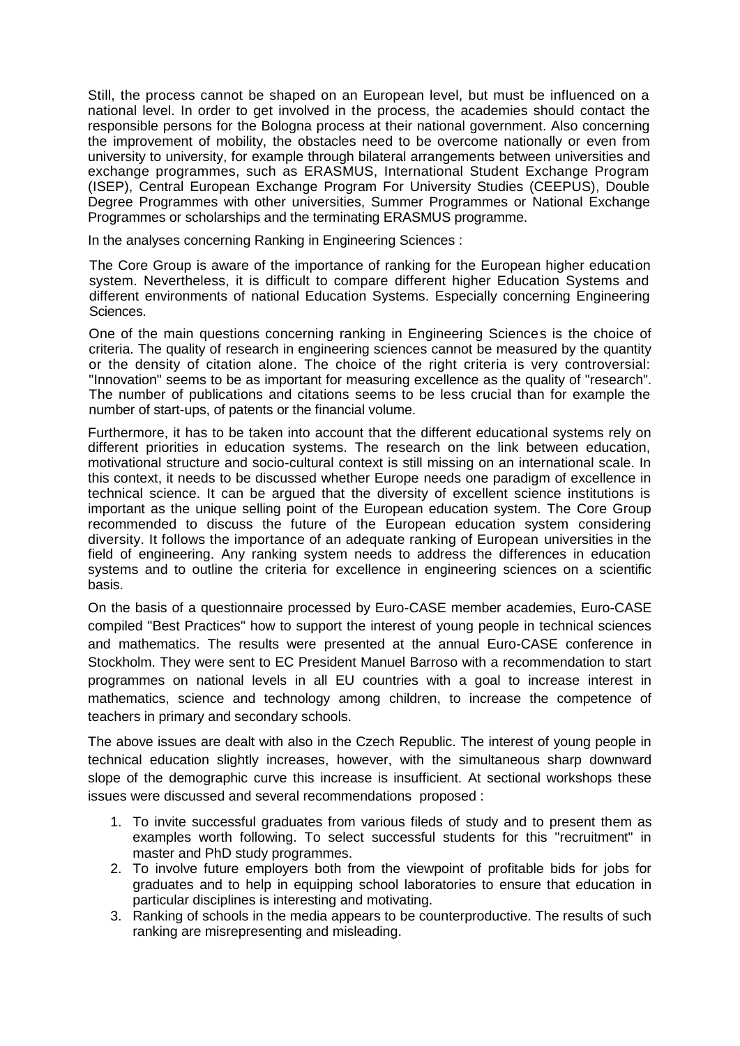Still, the process cannot be shaped on an European level, but must be influenced on a national level. In order to get involved in the process, the academies should contact the responsible persons for the Bologna process at their national government. Also concerning the improvement of mobility, the obstacles need to be overcome nationally or even from university to university, for example through bilateral arrangements between universities and exchange programmes, such as ERASMUS, International Student Exchange Program (ISEP), Central European Exchange Program For University Studies (CEEPUS), Double Degree Programmes with other universities, Summer Programmes or National Exchange Programmes or scholarships and the terminating ERASMUS programme.

In the analyses concerning Ranking in Engineering Sciences :

The Core Group is aware of the importance of ranking for the European higher education system. Nevertheless, it is difficult to compare different higher Education Systems and different environments of national Education Systems. Especially concerning Engineering Sciences.

One of the main questions concerning ranking in Engineering Sciences is the choice of criteria. The quality of research in engineering sciences cannot be measured by the quantity or the density of citation alone. The choice of the right criteria is very controversial: "Innovation" seems to be as important for measuring excellence as the quality of "research". The number of publications and citations seems to be less crucial than for example the number of start-ups, of patents or the financial volume.

Furthermore, it has to be taken into account that the different educational systems rely on different priorities in education systems. The research on the link between education, motivational structure and socio-cultural context is still missing on an international scale. In this context, it needs to be discussed whether Europe needs one paradigm of excellence in technical science. It can be argued that the diversity of excellent science institutions is important as the unique selling point of the European education system. The Core Group recommended to discuss the future of the European education system considering diversity. It follows the importance of an adequate ranking of European universities in the field of engineering. Any ranking system needs to address the differences in education systems and to outline the criteria for excellence in engineering sciences on a scientific basis.

On the basis of a questionnaire processed by Euro-CASE member academies, Euro-CASE compiled "Best Practices" how to support the interest of young people in technical sciences and mathematics. The results were presented at the annual Euro-CASE conference in Stockholm. They were sent to EC President Manuel Barroso with a recommendation to start programmes on national levels in all EU countries with a goal to increase interest in mathematics, science and technology among children, to increase the competence of teachers in primary and secondary schools.

The above issues are dealt with also in the Czech Republic. The interest of young people in technical education slightly increases, however, with the simultaneous sharp downward slope of the demographic curve this increase is insufficient. At sectional workshops these issues were discussed and several recommendations proposed :

1. To invite successful graduates from various fileds of study and to present them as examples worth following. To select successful students for this "recruitment" in master and PhD study programmes.
2. To involve future employers both from the viewpoint of profitable bids for jobs for graduates and to help in equipping school laboratories to ensure that education in particular disciplines is interesting and motivating.
3. Ranking of schools in the media appears to be counterproductive. The results of such ranking are misrepresenting and misleading.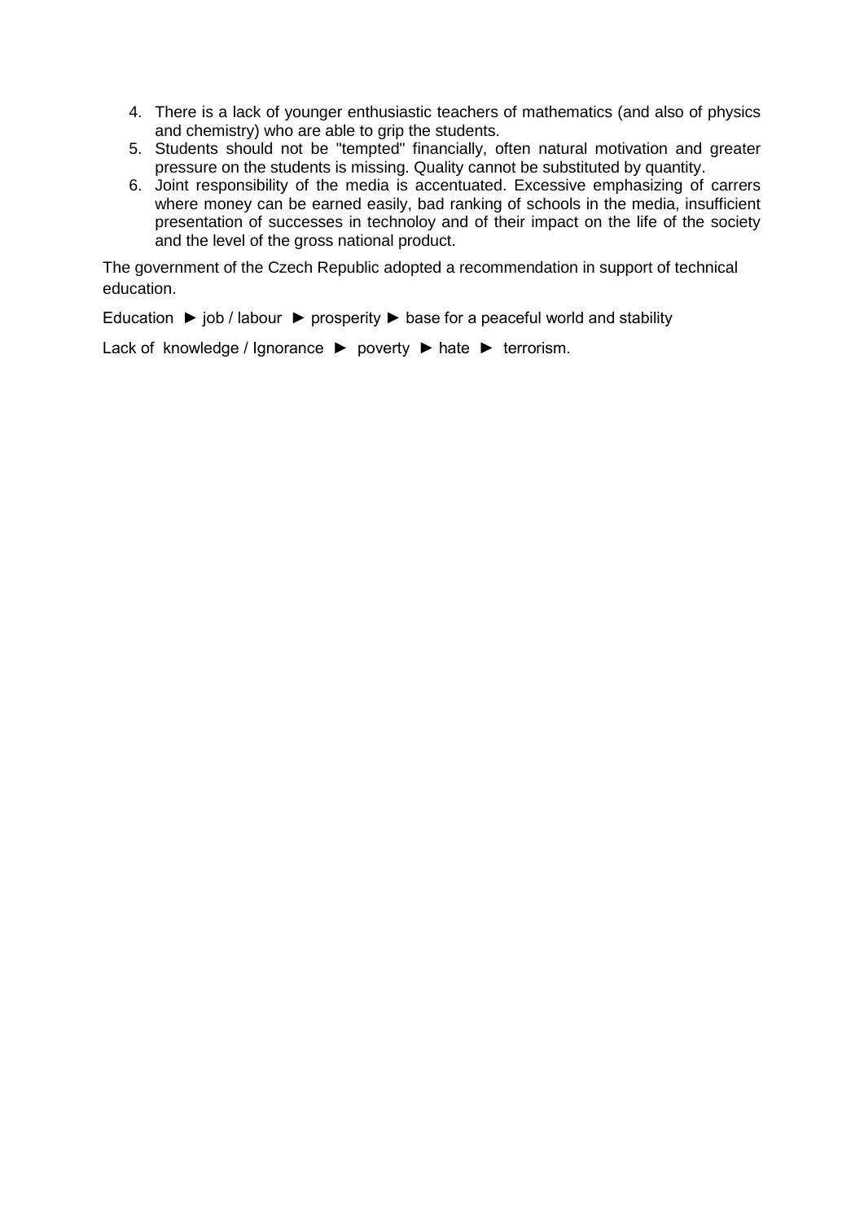4. There is a lack of younger enthusiastic teachers of mathematics (and also of physics and chemistry) who are able to grip the students.
5. Students should not be "tempted" financially, often natural motivation and greater pressure on the students is missing. Quality cannot be substituted by quantity.
6. Joint responsibility of the media is accentuated. Excessive emphasizing of carrers where money can be earned easily, bad ranking of schools in the media, insufficient presentation of successes in technoloy and of their impact on the life of the society and the level of the gross national product.

The government of the Czech Republic adopted a recommendation in support of technical education.

Education ► job / labour ► prosperity ► base for a peaceful world and stability

Lack of knowledge / Ignorance ► poverty ► hate ► terrorism.